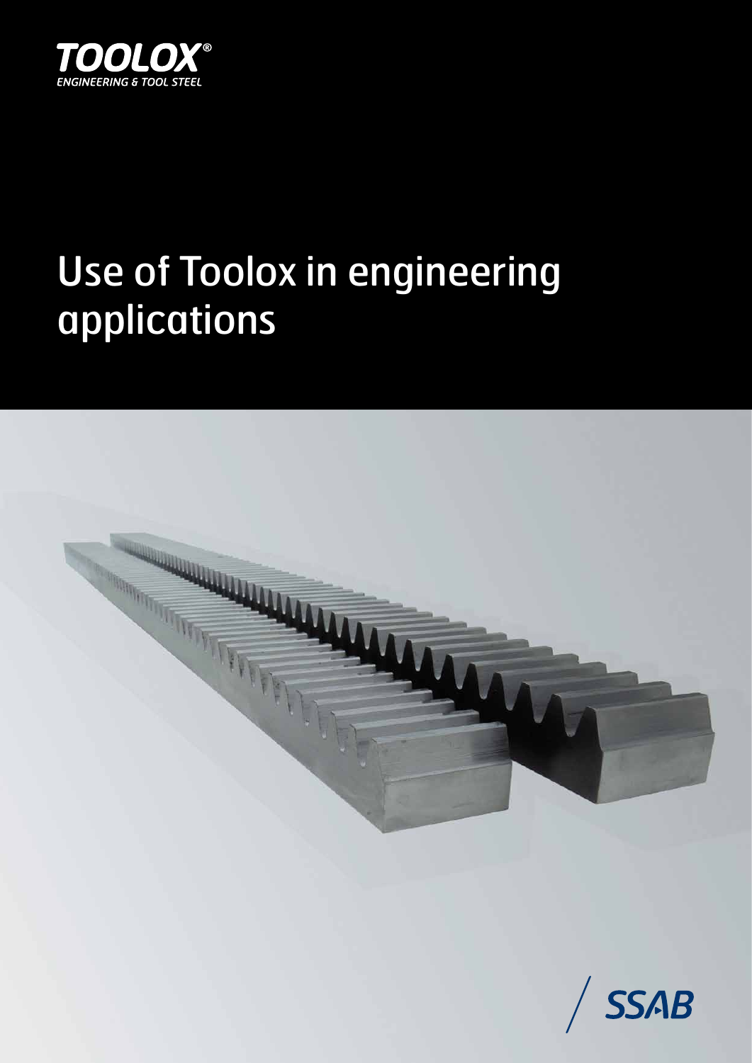TOOLOX®
ENGINEERING & TOOL STEEL

# Use of Toolox in engineering applications

SSAB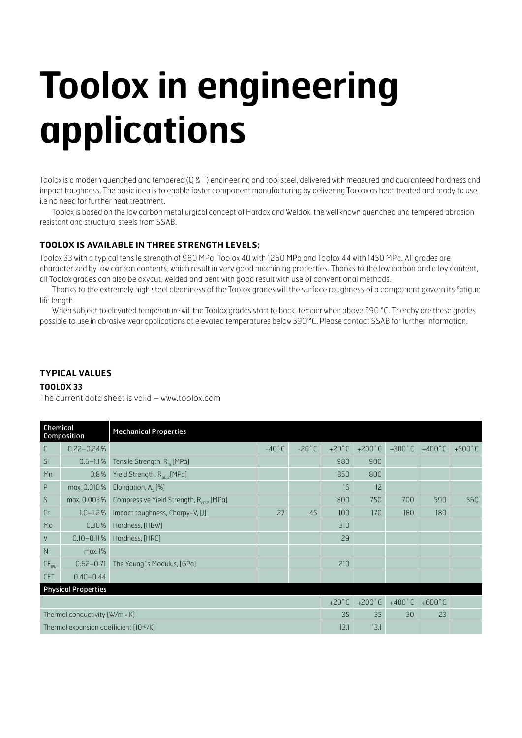# Toolox in engineering applications

Toolox is a modern quenched and tempered (Q & T) engineering and tool steel, delivered with measured and guaranteed hardness and impact toughness. The basic idea is to enable faster component manufacturing by delivering Toolox as heat treated and ready to use, i.e no need for further heat treatment.

Toolox is based on the low carbon metallurgical concept of Hardox and Weldox, the well known quenched and tempered abrasion resistant and structural steels from SSAB.

### TOOLOX IS AVAILABLE IN THREE STRENGTH LEVELS;

Toolox 33 with a typical tensile strength of 980 MPa, Toolox 40 with 1260 MPa and Toolox 44 with 1450 MPa. All grades are characterized by low carbon contents, which result in very good machining properties. Thanks to the low carbon and alloy content, all Toolox grades can also be oxycut, welded and bent with good result with use of conventional methods.

Thanks to the extremely high steel cleaniness of the Toolox grades will the surface roughness of a component govern its fatigue life length.

When subject to elevated temperature will the Toolox grades start to back-temper when above 590 °C. Thereby are these grades possible to use in abrasive wear applications at elevated temperatures below 590 °C. Please contact SSAB for further information.

### TYPICAL VALUES

#### TOOLOX 33

The current data sheet is valid – www.toolox.com

| Chemical Composition | | Mechanical Properties | | | | | | | |
|---|---|---|---|---|---|---|---|---|---|
| C | 0.22–0.24% | | -40°C | -20°C | +20°C | +200°C | +300°C | +400°C | +500°C |
| Si | 0.6–1.1% | Tensile Strength, $R_m$ [MPa] | | | 980 | 900 | | | |
| Mn | 0,8% | Yield Strength, $R_{p0.2}$[MPa] | | | 850 | 800 | | | |
| P | max. 0.010% | Elongation, $A_5$ [%] | | | 16 | 12 | | | |
| S | max. 0.003% | Compressive Yield Strength, $R_{c0.2}$ [MPa] | | | 800 | 750 | 700 | 590 | 560 |
| Cr | 1.0–1.2% | Impact toughness, Charpy-V, [J] | 27 | 45 | 100 | 170 | 180 | 180 | |
| Mo | 0,30% | Hardness, [HBW] | | | 310 | | | | |
| V | 0.10–0.11% | Hardness, [HRC] | | | 29 | | | | |
| Ni | max.1% | | | | | | | | |
| $CE_{IIW}$ | 0.62–0.71 | The Young´s Modulus, [GPa] | | | 210 | | | | |
| CET | 0.40–0.44 | | | | | | | | |

| Physical Properties | +20°C | +200°C | +400°C | +600°C |
|---|---|---|---|---|
| Thermal conductivity [W/m * K] | 35 | 35 | 30 | 23 |
| Thermal expansion coefficient [$10^{-6}$/K] | 13.1 | 13.1 | | |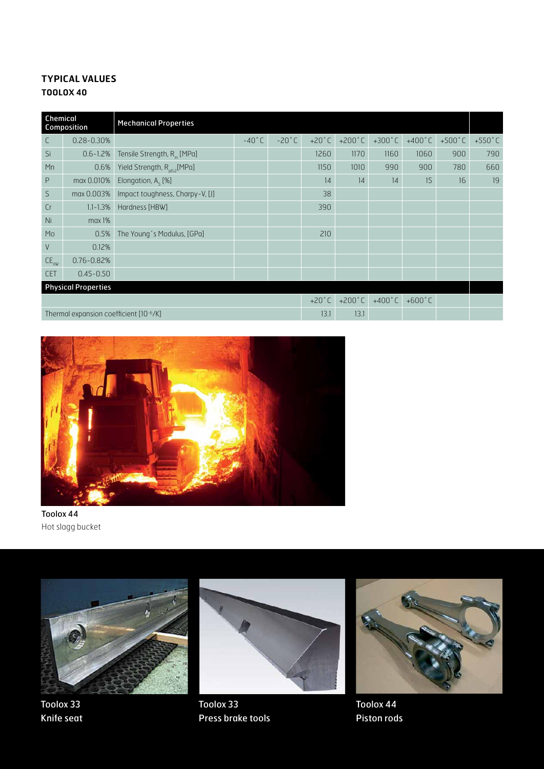## TYPICAL VALUES

### TOOLOX 40

| Chemical Composition | | Mechanical Properties | -40°C | -20°C | +20°C | +200°C | +300°C | +400°C | +500°C | +550°C |
|---|---|---|---|---|---|---|---|---|---|---|
| C | 0.28–0.30% | | | | | | | | | |
| Si | 0.6–1.2% | Tensile Strength, $R_m$ [MPa] | | | 1260 | 1170 | 1160 | 1060 | 900 | 790 |
| Mn | 0.6% | Yield Strength, $R_{p0.2}$[MPa] | | | 1150 | 1010 | 990 | 900 | 780 | 660 |
| P | max 0.010% | Elongation, $A_5$ [%] | | | 14 | 14 | 14 | 15 | 16 | 19 |
| S | max 0.003% | Impact toughness, Charpy-V, [J] | | | 38 | | | | | |
| Cr | 1.1–1.3% | Hardness [HBW] | | | 390 | | | | | |
| Ni | max 1% | | | | | | | | | |
| Mo | 0.5% | The Young´s Modulus, [GPa] | | | 210 | | | | | |
| V | 0.12% | | | | | | | | | |
| $CE_{IIW}$ | 0.76–0.82% | | | | | | | | | |
| CET | 0.45–0.50 | | | | | | | | | |

| Physical Properties | +20°C | +200°C | +400°C | +600°C |
|---|---|---|---|---|
| Thermal expansion coefficient [$10^{-6}$/K] | 13.1 | 13.1 | | |

Toolox 44
Hot slagg bucket

Toolox 33
Knife seat

Toolox 33
Press brake tools

Toolox 44
Piston rods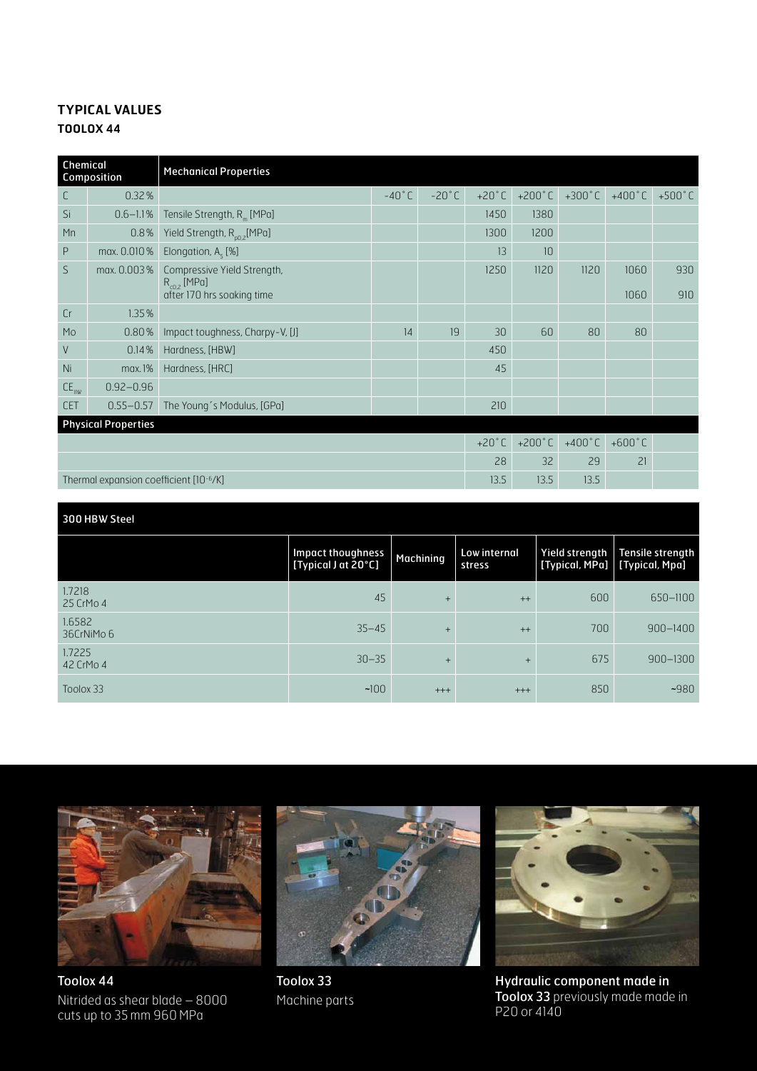## TYPICAL VALUES

### TOOLOX 44

| Chemical Composition | | Mechanical Properties | -40°C | -20°C | +20°C | +200°C | +300°C | +400°C | +500°C |
|---|---|---|---|---|---|---|---|---|---|
| C | 0.32 % | | | | | | | | |
| Si | 0.6–1.1 % | Tensile Strength, $R_m$ [MPa] | | | 1450 | 1380 | | | |
| Mn | 0.8 % | Yield Strength, $R_{p0.2}$[MPa] | | | 1300 | 1200 | | | |
| P | max. 0.010 % | Elongation, $A_5$ [%] | | | 13 | 10 | | | |
| S | max. 0.003 % | Compressive Yield Strength, $R_{c0.2}$ [MPa] | | | 1250 | 1120 | 1120 | 1060 | 930 |
| | | after 170 hrs soaking time | | | | | | 1060 | 910 |
| Cr | 1.35 % | | | | | | | | |
| Mo | 0.80 % | Impact toughness, Charpy-V, [J] | 14 | 19 | 30 | 60 | 80 | 80 | |
| V | 0.14 % | Hardness, [HBW] | | | 450 | | | | |
| Ni | max. 1% | Hardness, [HRC] | | | 45 | | | | |
| $CE_{IIW}$ | 0.92–0.96 | | | | | | | | |
| CET | 0.55–0.57 | The Young´s Modulus, [GPa] | | | 210 | | | | |

| Physical Properties | +20°C | +200°C | +400°C | +600°C |
|---|---|---|---|---|
| | 28 | 32 | 29 | 21 |
| Thermal expansion coefficient [$10^{-6}$/K] | 13.5 | 13.5 | 13.5 | |

### 300 HBW Steel

| | Impact thoughness [Typical J at 20°C] | Machining | Low internal stress | Yield strength [Typical, MPa] | Tensile strength [Typical, Mpa] |
|---|---|---|---|---|---|
| 1.7218 25 CrMo 4 | 45 | + | ++ | 600 | 650–1100 |
| 1.6582 36CrNiMo 6 | 35–45 | + | ++ | 700 | 900–1400 |
| 1.7225 42 CrMo 4 | 30–35 | + | + | 675 | 900–1300 |
| Toolox 33 | ~100 | +++ | +++ | 850 | ~980 |

**Toolox 44**
Nitrided as shear blade – 8000 cuts up to 35 mm 960 MPa

**Toolox 33**
Machine parts

**Hydraulic component made in Toolox 33** previously made made in P20 or 4140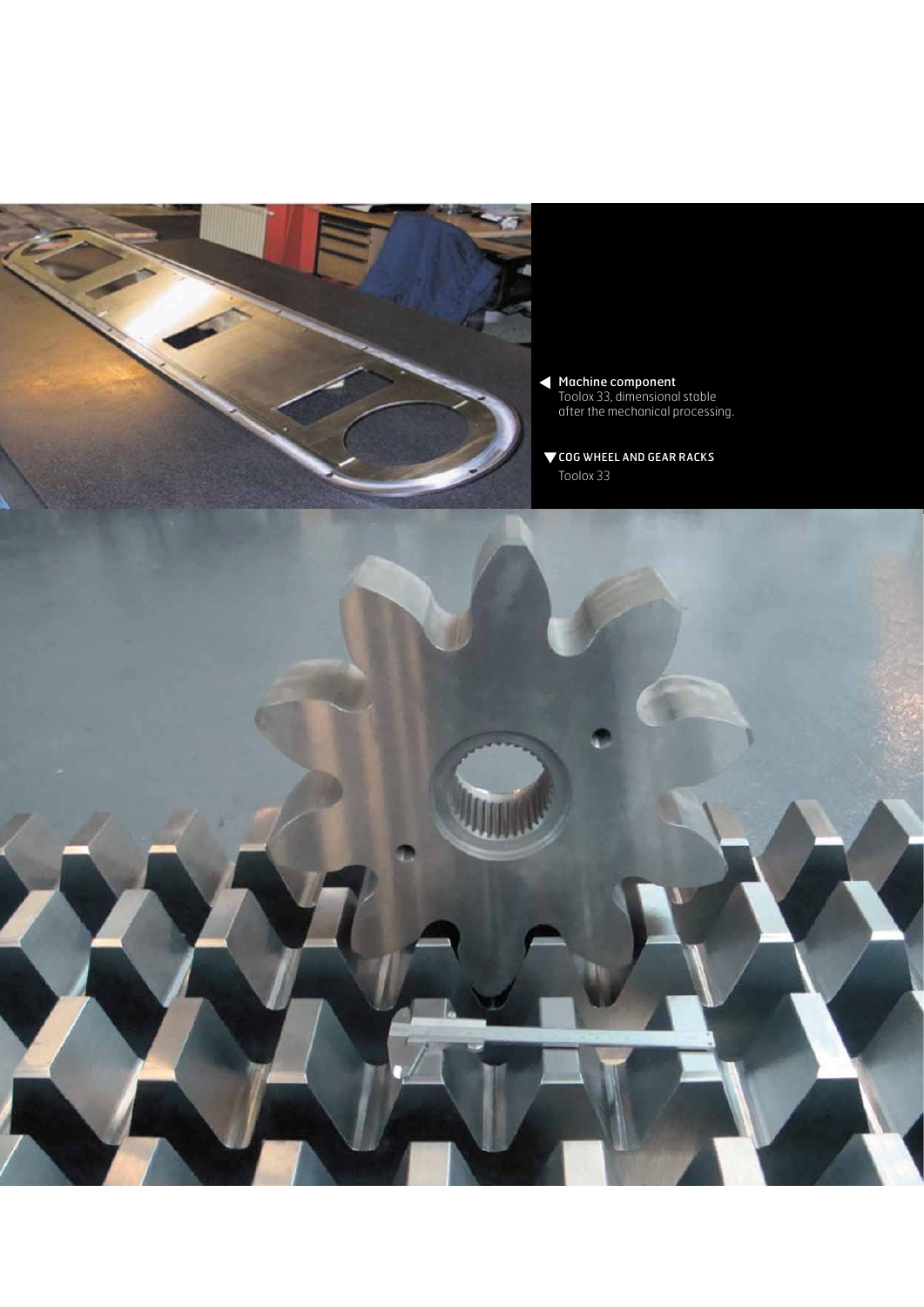◀ **Machine component**
Toolox 33, dimensional stable after the mechanical processing.

▼ **COG WHEEL AND GEAR RACKS**
Toolox 33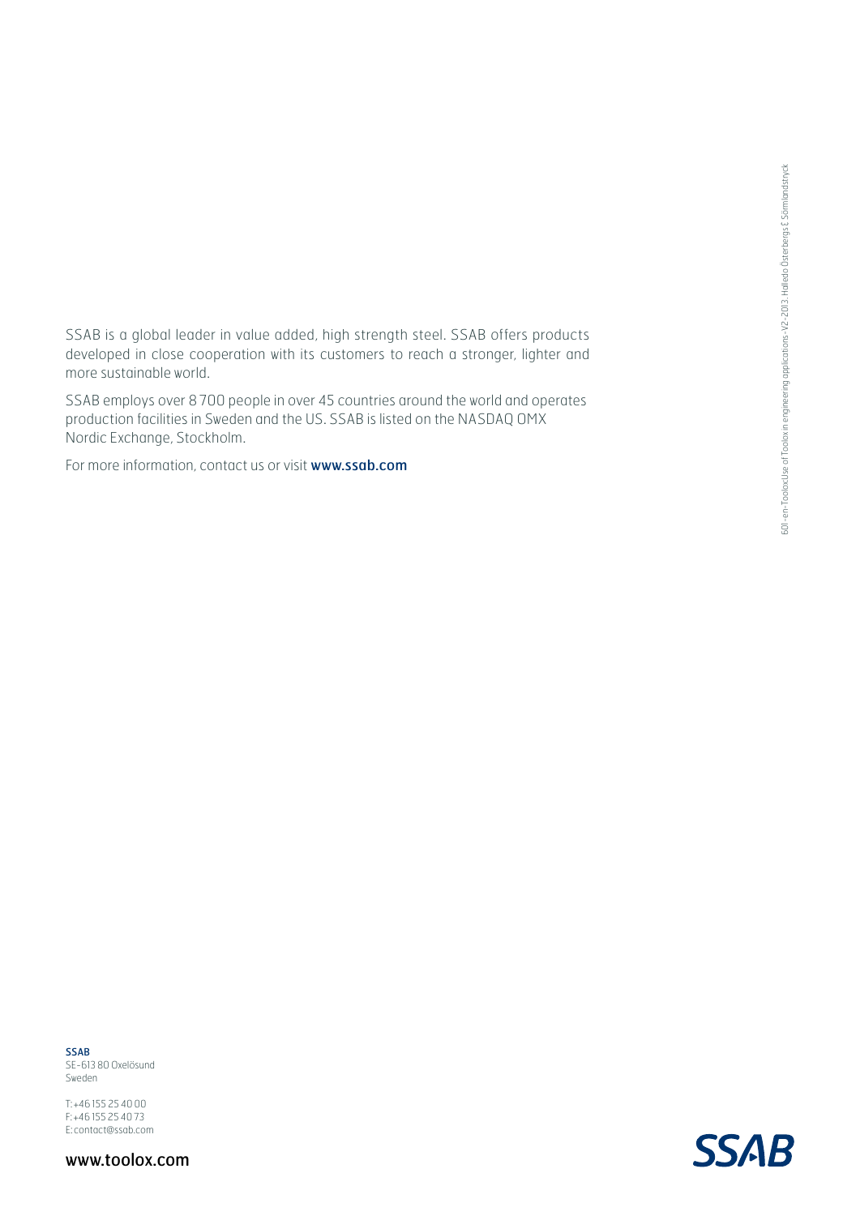SSAB is a global leader in value added, high strength steel. SSAB offers products developed in close cooperation with its customers to reach a stronger, lighter and more sustainable world.

SSAB employs over 8 700 people in over 45 countries around the world and operates production facilities in Sweden and the US. SSAB is listed on the NASDAQ OMX Nordic Exchange, Stockholm.

For more information, contact us or visit **www.ssab.com**

601-en-Toolox Use of Toolox in engineering applications-V2-2013. Halledo Österbergs & Sörmlandstryck

**SSAB**
SE-613 80 Oxelösund
Sweden

T: +46 155 25 40 00
F: +46 155 25 40 73
E: contact@ssab.com

www.toolox.com

SSAB